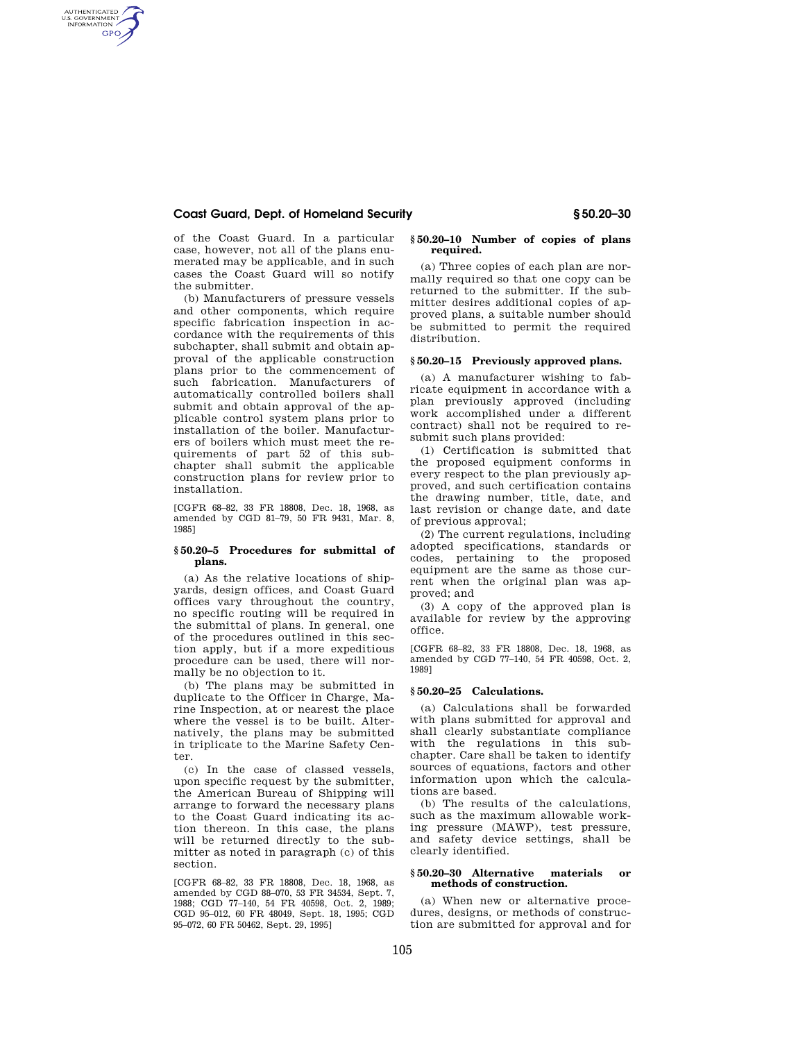of the Coast Guard. In a particular case, however, not all of the plans enumerated may be applicable, and in such cases the Coast Guard will so notify the submitter.

(b) Manufacturers of pressure vessels and other components, which require specific fabrication inspection in accordance with the requirements of this subchapter, shall submit and obtain approval of the applicable construction plans prior to the commencement of such fabrication. Manufacturers of automatically controlled boilers shall submit and obtain approval of the applicable control system plans prior to installation of the boiler. Manufacturers of boilers which must meet the requirements of part 52 of this subchapter shall submit the applicable construction plans for review prior to installation.

[CGFR 68–82, 33 FR 18808, Dec. 18, 1968, as amended by CGD 81–79, 50 FR 9431, Mar. 8, 1985]

### § 50.20–5 Procedures for submittal of plans.

(a) As the relative locations of shipyards, design offices, and Coast Guard offices vary throughout the country, no specific routing will be required in the submittal of plans. In general, one of the procedures outlined in this section apply, but if a more expeditious procedure can be used, there will normally be no objection to it.

(b) The plans may be submitted in duplicate to the Officer in Charge, Marine Inspection, at or nearest the place where the vessel is to be built. Alternatively, the plans may be submitted in triplicate to the Marine Safety Center.

(c) In the case of classed vessels, upon specific request by the submitter, the American Bureau of Shipping will arrange to forward the necessary plans to the Coast Guard indicating its action thereon. In this case, the plans will be returned directly to the submitter as noted in paragraph (c) of this section.

[CGFR 68–82, 33 FR 18808, Dec. 18, 1968, as amended by CGD 88–070, 53 FR 34534, Sept. 7, 1988; CGD 77–140, 54 FR 40598, Oct. 2, 1989; CGD 95–012, 60 FR 48049, Sept. 18, 1995; CGD 95–072, 60 FR 50462, Sept. 29, 1995]

### § 50.20–10 Number of copies of plans required.

(a) Three copies of each plan are normally required so that one copy can be returned to the submitter. If the submitter desires additional copies of approved plans, a suitable number should be submitted to permit the required distribution.

### § 50.20–15 Previously approved plans.

(a) A manufacturer wishing to fabricate equipment in accordance with a plan previously approved (including work accomplished under a different contract) shall not be required to resubmit such plans provided:

(1) Certification is submitted that the proposed equipment conforms in every respect to the plan previously approved, and such certification contains the drawing number, title, date, and last revision or change date, and date of previous approval;

(2) The current regulations, including adopted specifications, standards or codes, pertaining to the proposed equipment are the same as those current when the original plan was approved; and

(3) A copy of the approved plan is available for review by the approving office.

[CGFR 68–82, 33 FR 18808, Dec. 18, 1968, as amended by CGD 77–140, 54 FR 40598, Oct. 2, 1989]

### § 50.20–25 Calculations.

(a) Calculations shall be forwarded with plans submitted for approval and shall clearly substantiate compliance with the regulations in this subchapter. Care shall be taken to identify sources of equations, factors and other information upon which the calculations are based.

(b) The results of the calculations, such as the maximum allowable working pressure (MAWP), test pressure, and safety device settings, shall be clearly identified.

### § 50.20–30 Alternative materials or methods of construction.

(a) When new or alternative procedures, designs, or methods of construction are submitted for approval and for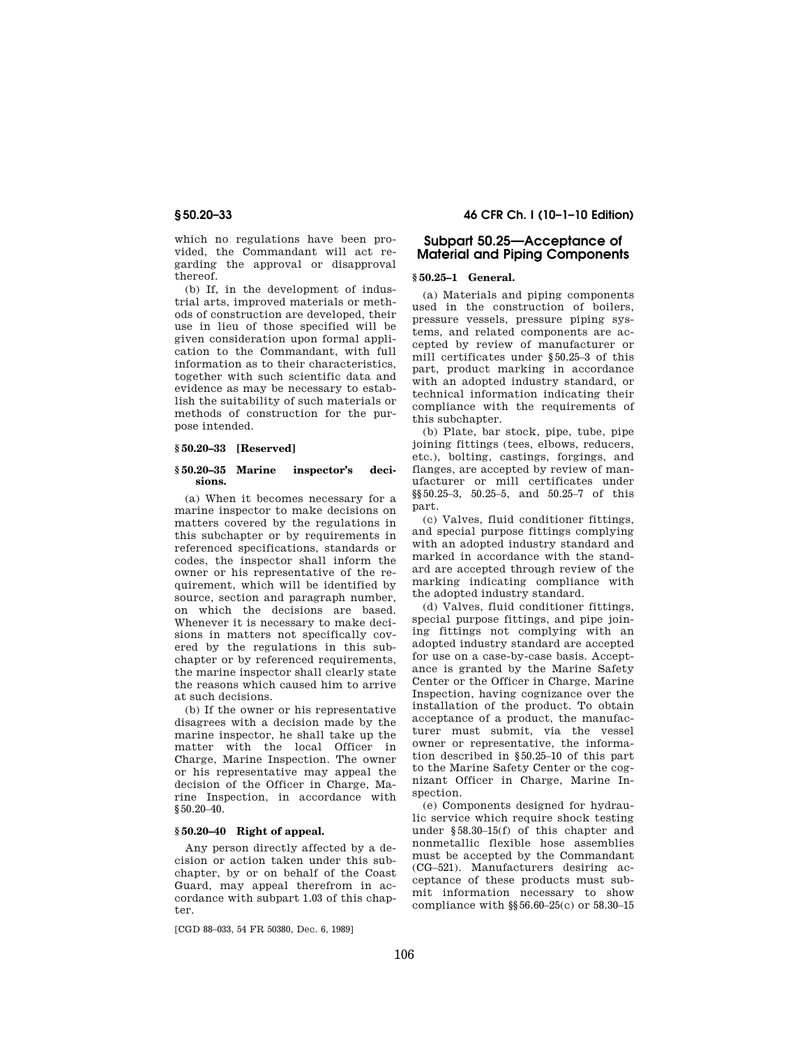which no regulations have been provided, the Commandant will act regarding the approval or disapproval thereof.

(b) If, in the development of industrial arts, improved materials or methods of construction are developed, their use in lieu of those specified will be given consideration upon formal application to the Commandant, with full information as to their characteristics, together with such scientific data and evidence as may be necessary to establish the suitability of such materials or methods of construction for the purpose intended.

**§ 50.20–33 [Reserved]**

**§ 50.20–35 Marine inspector's decisions.**

(a) When it becomes necessary for a marine inspector to make decisions on matters covered by the regulations in this subchapter or by requirements in referenced specifications, standards or codes, the inspector shall inform the owner or his representative of the requirement, which will be identified by source, section and paragraph number, on which the decisions are based. Whenever it is necessary to make decisions in matters not specifically covered by the regulations in this subchapter or by referenced requirements, the marine inspector shall clearly state the reasons which caused him to arrive at such decisions.

(b) If the owner or his representative disagrees with a decision made by the marine inspector, he shall take up the matter with the local Officer in Charge, Marine Inspection. The owner or his representative may appeal the decision of the Officer in Charge, Marine Inspection, in accordance with §50.20–40.

**§ 50.20–40 Right of appeal.**

Any person directly affected by a decision or action taken under this subchapter, by or on behalf of the Coast Guard, may appeal therefrom in accordance with subpart 1.03 of this chapter.

[CGD 88–033, 54 FR 50380, Dec. 6, 1989]

## Subpart 50.25—Acceptance of Material and Piping Components

**§ 50.25–1 General.**

(a) Materials and piping components used in the construction of boilers, pressure vessels, pressure piping systems, and related components are accepted by review of manufacturer or mill certificates under §50.25–3 of this part, product marking in accordance with an adopted industry standard, or technical information indicating their compliance with the requirements of this subchapter.

(b) Plate, bar stock, pipe, tube, pipe joining fittings (tees, elbows, reducers, etc.), bolting, castings, forgings, and flanges, are accepted by review of manufacturer or mill certificates under §§50.25–3, 50.25–5, and 50.25–7 of this part.

(c) Valves, fluid conditioner fittings, and special purpose fittings complying with an adopted industry standard and marked in accordance with the standard are accepted through review of the marking indicating compliance with the adopted industry standard.

(d) Valves, fluid conditioner fittings, special purpose fittings, and pipe joining fittings not complying with an adopted industry standard are accepted for use on a case-by-case basis. Acceptance is granted by the Marine Safety Center or the Officer in Charge, Marine Inspection, having cognizance over the installation of the product. To obtain acceptance of a product, the manufacturer must submit, via the vessel owner or representative, the information described in §50.25–10 of this part to the Marine Safety Center or the cognizant Officer in Charge, Marine Inspection.

(e) Components designed for hydraulic service which require shock testing under §58.30–15(f) of this chapter and nonmetallic flexible hose assemblies must be accepted by the Commandant (CG–521). Manufacturers desiring acceptance of these products must submit information necessary to show compliance with §§56.60–25(c) or 58.30–15